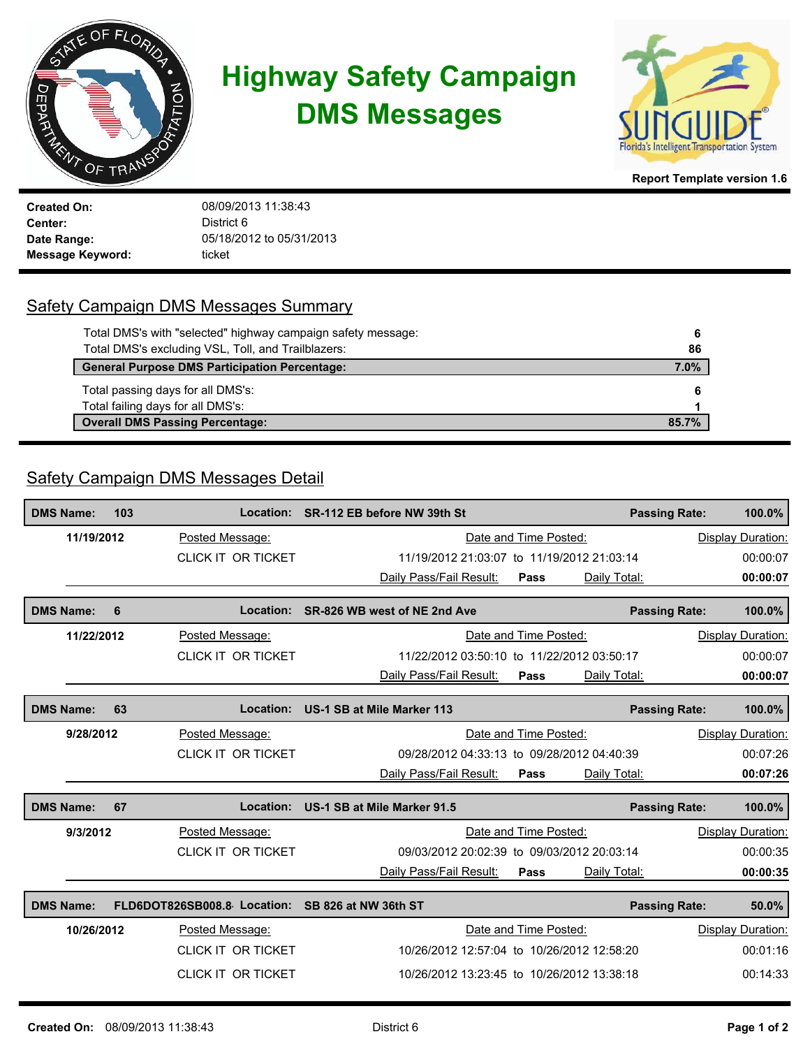# Highway Safety Campaign DMS Messages

Report Template version 1.6

**Created On:** 08/09/2013 11:38:43
**Center:** District 6
**Date Range:** 05/18/2012 to 05/31/2013
**Message Keyword:** ticket

## Safety Campaign DMS Messages Summary

| | |
|---|---|
| Total DMS's with "selected" highway campaign safety message: | 6 |
| Total DMS's excluding VSL, Toll, and Trailblazers: | 86 |
| **General Purpose DMS Participation Percentage:** | **7.0%** |
| Total passing days for all DMS's: | 6 |
| Total failing days for all DMS's: | 1 |
| **Overall DMS Passing Percentage:** | **85.7%** |

## Safety Campaign DMS Messages Detail

**DMS Name:** 103 | **Location:** SR-112 EB before NW 39th St | **Passing Rate:** 100.0%

| Date | Posted Message | Date and Time Posted | Display Duration |
|---|---|---|---|
| 11/19/2012 | CLICK IT OR TICKET | 11/19/2012 21:03:07 to 11/19/2012 21:03:14 | 00:00:07 |
| | | Daily Pass/Fail Result: **Pass** — Daily Total: | **00:00:07** |

**DMS Name:** 6 | **Location:** SR-826 WB west of NE 2nd Ave | **Passing Rate:** 100.0%

| Date | Posted Message | Date and Time Posted | Display Duration |
|---|---|---|---|
| 11/22/2012 | CLICK IT OR TICKET | 11/22/2012 03:50:10 to 11/22/2012 03:50:17 | 00:00:07 |
| | | Daily Pass/Fail Result: **Pass** — Daily Total: | **00:00:07** |

**DMS Name:** 63 | **Location:** US-1 SB at Mile Marker 113 | **Passing Rate:** 100.0%

| Date | Posted Message | Date and Time Posted | Display Duration |
|---|---|---|---|
| 9/28/2012 | CLICK IT OR TICKET | 09/28/2012 04:33:13 to 09/28/2012 04:40:39 | 00:07:26 |
| | | Daily Pass/Fail Result: **Pass** — Daily Total: | **00:07:26** |

**DMS Name:** 67 | **Location:** US-1 SB at Mile Marker 91.5 | **Passing Rate:** 100.0%

| Date | Posted Message | Date and Time Posted | Display Duration |
|---|---|---|---|
| 9/3/2012 | CLICK IT OR TICKET | 09/03/2012 20:02:39 to 09/03/2012 20:03:14 | 00:00:35 |
| | | Daily Pass/Fail Result: **Pass** — Daily Total: | **00:00:35** |

**DMS Name:** FLD6DOT826SB008.8 | **Location:** SB 826 at NW 36th ST | **Passing Rate:** 50.0%

| Date | Posted Message | Date and Time Posted | Display Duration |
|---|---|---|---|
| 10/26/2012 | CLICK IT OR TICKET | 10/26/2012 12:57:04 to 10/26/2012 12:58:20 | 00:01:16 |
| | CLICK IT OR TICKET | 10/26/2012 13:23:45 to 10/26/2012 13:38:18 | 00:14:33 |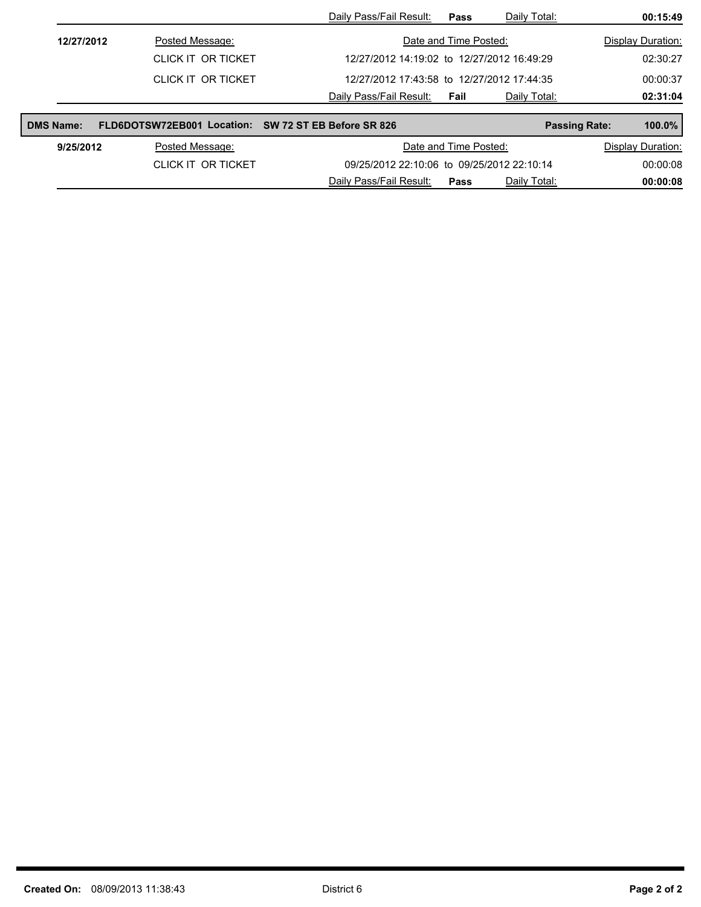| | | | |
|---|---|---|---|
| | | Daily Pass/Fail Result: **Pass** Daily Total: | **00:15:49** |
| **12/27/2012** | Posted Message: | Date and Time Posted: | Display Duration: |
| | CLICK IT OR TICKET | 12/27/2012 14:19:02 to 12/27/2012 16:49:29 | 02:30:27 |
| | CLICK IT OR TICKET | 12/27/2012 17:43:58 to 12/27/2012 17:44:35 | 00:00:37 |
| | | Daily Pass/Fail Result: **Fail** Daily Total: | **02:31:04** |

**DMS Name:** FLD6DOTSW72EB001 **Location:** SW 72 ST EB Before SR 826 **Passing Rate:** 100.0%

| | | | |
|---|---|---|---|
| **9/25/2012** | Posted Message: | Date and Time Posted: | Display Duration: |
| | CLICK IT OR TICKET | 09/25/2012 22:10:06 to 09/25/2012 22:10:14 | 00:00:08 |
| | | Daily Pass/Fail Result: **Pass** Daily Total: | **00:00:08** |

**Created On:** 08/09/2013 11:38:43 District 6